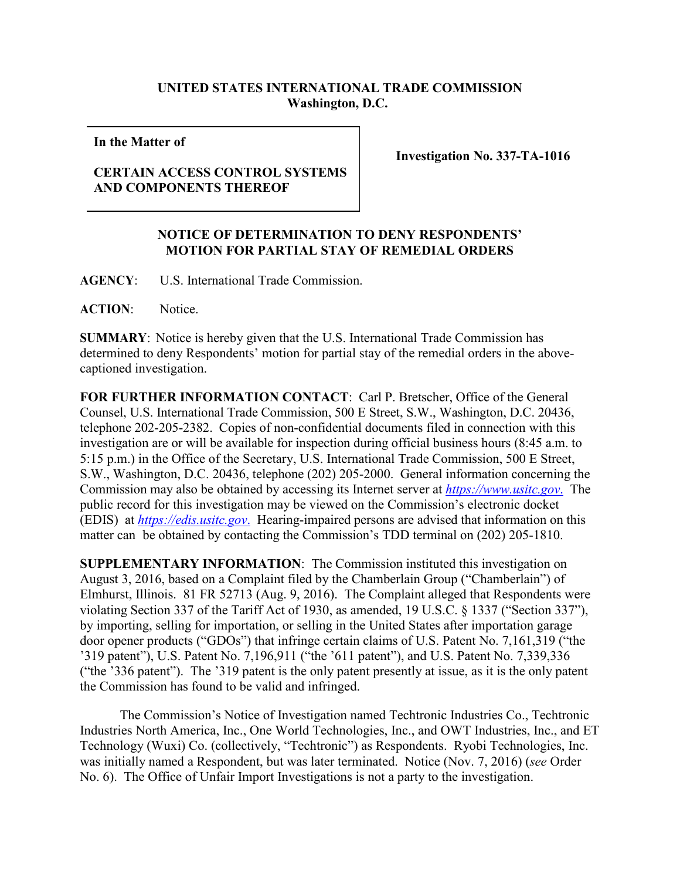**UNITED STATES INTERNATIONAL TRADE COMMISSION**
**Washington, D.C.**

| **In the Matter of** **CERTAIN ACCESS CONTROL SYSTEMS AND COMPONENTS THEREOF** | **Investigation No. 337-TA-1016** |
|---|---|

**NOTICE OF DETERMINATION TO DENY RESPONDENTS' MOTION FOR PARTIAL STAY OF REMEDIAL ORDERS**

**AGENCY**: U.S. International Trade Commission.

**ACTION**: Notice.

**SUMMARY**: Notice is hereby given that the U.S. International Trade Commission has determined to deny Respondents' motion for partial stay of the remedial orders in the above-captioned investigation.

**FOR FURTHER INFORMATION CONTACT**: Carl P. Bretscher, Office of the General Counsel, U.S. International Trade Commission, 500 E Street, S.W., Washington, D.C. 20436, telephone 202-205-2382. Copies of non-confidential documents filed in connection with this investigation are or will be available for inspection during official business hours (8:45 a.m. to 5:15 p.m.) in the Office of the Secretary, U.S. International Trade Commission, 500 E Street, S.W., Washington, D.C. 20436, telephone (202) 205-2000. General information concerning the Commission may also be obtained by accessing its Internet server at *https://www.usitc.gov*. The public record for this investigation may be viewed on the Commission's electronic docket (EDIS) at *https://edis.usitc.gov*. Hearing-impaired persons are advised that information on this matter can be obtained by contacting the Commission's TDD terminal on (202) 205-1810.

**SUPPLEMENTARY INFORMATION**: The Commission instituted this investigation on August 3, 2016, based on a Complaint filed by the Chamberlain Group ("Chamberlain") of Elmhurst, Illinois. 81 FR 52713 (Aug. 9, 2016). The Complaint alleged that Respondents were violating Section 337 of the Tariff Act of 1930, as amended, 19 U.S.C. § 1337 ("Section 337"), by importing, selling for importation, or selling in the United States after importation garage door opener products ("GDOs") that infringe certain claims of U.S. Patent No. 7,161,319 ("the '319 patent"), U.S. Patent No. 7,196,911 ("the '611 patent"), and U.S. Patent No. 7,339,336 ("the '336 patent"). The '319 patent is the only patent presently at issue, as it is the only patent the Commission has found to be valid and infringed.

The Commission's Notice of Investigation named Techtronic Industries Co., Techtronic Industries North America, Inc., One World Technologies, Inc., and OWT Industries, Inc., and ET Technology (Wuxi) Co. (collectively, "Techtronic") as Respondents. Ryobi Technologies, Inc. was initially named a Respondent, but was later terminated. Notice (Nov. 7, 2016) (*see* Order No. 6). The Office of Unfair Import Investigations is not a party to the investigation.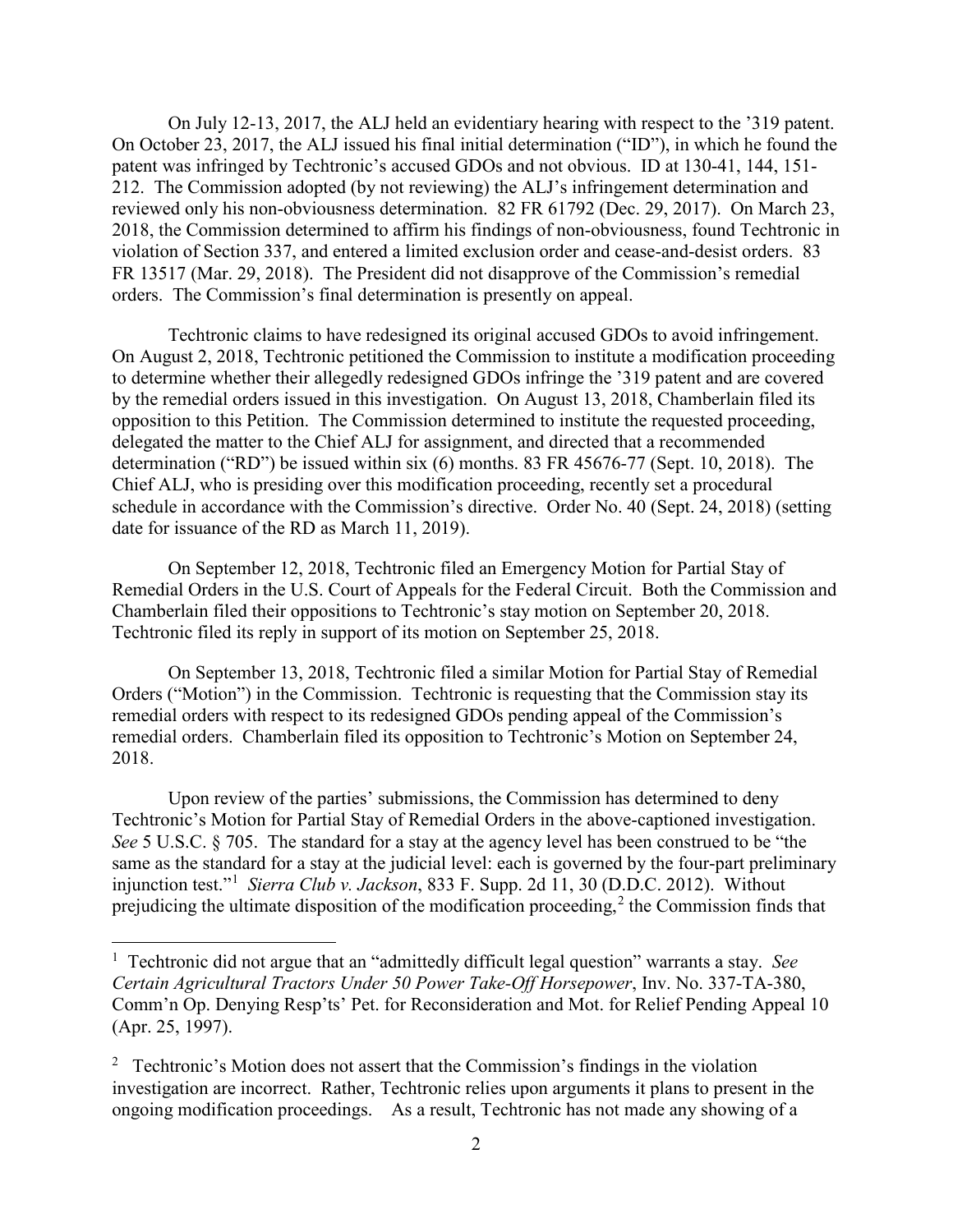On July 12-13, 2017, the ALJ held an evidentiary hearing with respect to the '319 patent. On October 23, 2017, the ALJ issued his final initial determination ("ID"), in which he found the patent was infringed by Techtronic's accused GDOs and not obvious. ID at 130-41, 144, 151-212. The Commission adopted (by not reviewing) the ALJ's infringement determination and reviewed only his non-obviousness determination. 82 FR 61792 (Dec. 29, 2017). On March 23, 2018, the Commission determined to affirm his findings of non-obviousness, found Techtronic in violation of Section 337, and entered a limited exclusion order and cease-and-desist orders. 83 FR 13517 (Mar. 29, 2018). The President did not disapprove of the Commission's remedial orders. The Commission's final determination is presently on appeal.

Techtronic claims to have redesigned its original accused GDOs to avoid infringement. On August 2, 2018, Techtronic petitioned the Commission to institute a modification proceeding to determine whether their allegedly redesigned GDOs infringe the '319 patent and are covered by the remedial orders issued in this investigation. On August 13, 2018, Chamberlain filed its opposition to this Petition. The Commission determined to institute the requested proceeding, delegated the matter to the Chief ALJ for assignment, and directed that a recommended determination ("RD") be issued within six (6) months. 83 FR 45676-77 (Sept. 10, 2018). The Chief ALJ, who is presiding over this modification proceeding, recently set a procedural schedule in accordance with the Commission's directive. Order No. 40 (Sept. 24, 2018) (setting date for issuance of the RD as March 11, 2019).

On September 12, 2018, Techtronic filed an Emergency Motion for Partial Stay of Remedial Orders in the U.S. Court of Appeals for the Federal Circuit. Both the Commission and Chamberlain filed their oppositions to Techtronic's stay motion on September 20, 2018. Techtronic filed its reply in support of its motion on September 25, 2018.

On September 13, 2018, Techtronic filed a similar Motion for Partial Stay of Remedial Orders ("Motion") in the Commission. Techtronic is requesting that the Commission stay its remedial orders with respect to its redesigned GDOs pending appeal of the Commission's remedial orders. Chamberlain filed its opposition to Techtronic's Motion on September 24, 2018.

Upon review of the parties' submissions, the Commission has determined to deny Techtronic's Motion for Partial Stay of Remedial Orders in the above-captioned investigation. *See* 5 U.S.C. § 705. The standard for a stay at the agency level has been construed to be "the same as the standard for a stay at the judicial level: each is governed by the four-part preliminary injunction test."[1] *Sierra Club v. Jackson*, 833 F. Supp. 2d 11, 30 (D.D.C. 2012). Without prejudicing the ultimate disposition of the modification proceeding,[2] the Commission finds that

---

[1] Techtronic did not argue that an "admittedly difficult legal question" warrants a stay. *See Certain Agricultural Tractors Under 50 Power Take-Off Horsepower*, Inv. No. 337-TA-380, Comm'n Op. Denying Resp'ts' Pet. for Reconsideration and Mot. for Relief Pending Appeal 10 (Apr. 25, 1997).

[2] Techtronic's Motion does not assert that the Commission's findings in the violation investigation are incorrect. Rather, Techtronic relies upon arguments it plans to present in the ongoing modification proceedings. As a result, Techtronic has not made any showing of a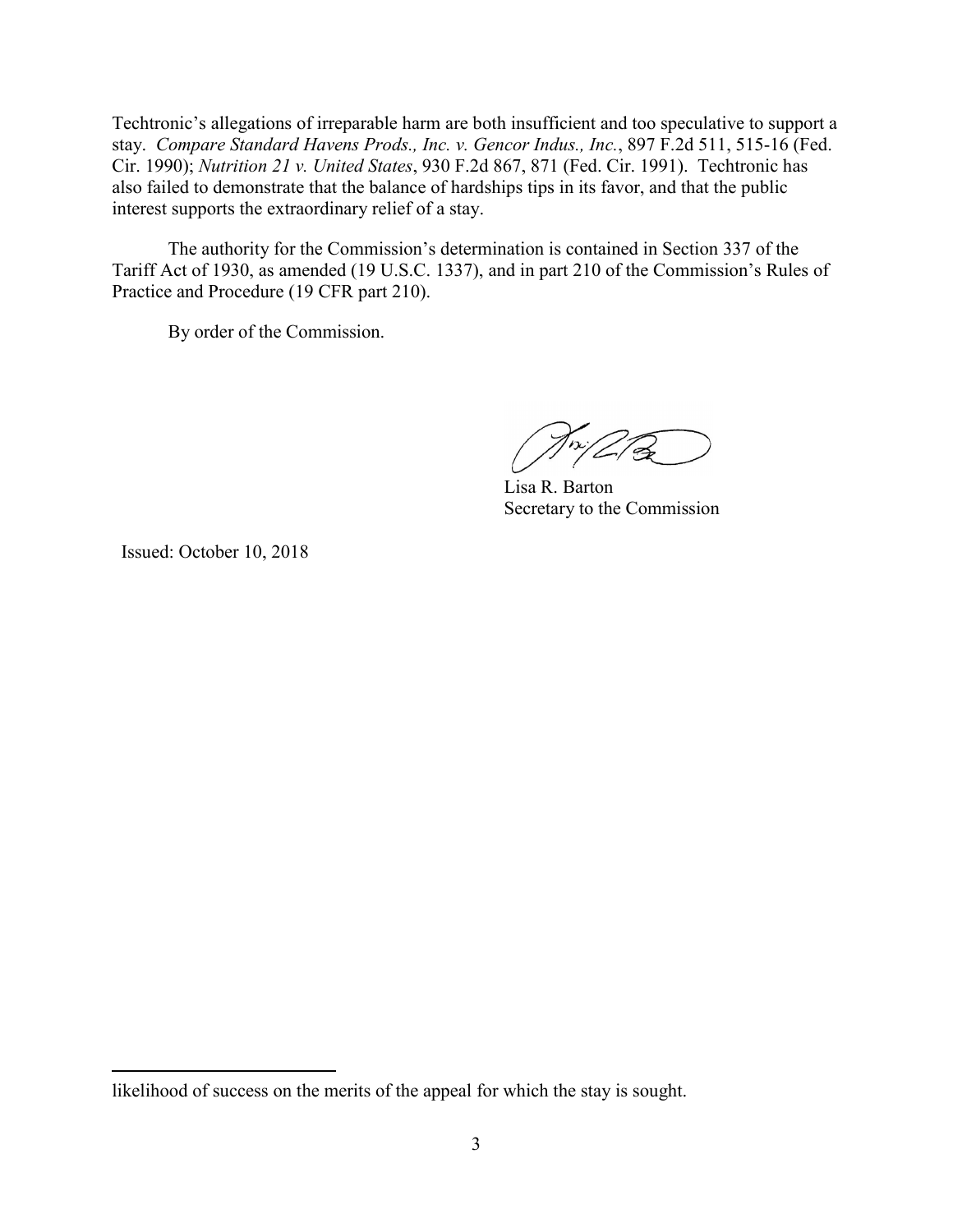Techtronic's allegations of irreparable harm are both insufficient and too speculative to support a stay. *Compare Standard Havens Prods., Inc. v. Gencor Indus., Inc.*, 897 F.2d 511, 515-16 (Fed. Cir. 1990); *Nutrition 21 v. United States*, 930 F.2d 867, 871 (Fed. Cir. 1991). Techtronic has also failed to demonstrate that the balance of hardships tips in its favor, and that the public interest supports the extraordinary relief of a stay.

The authority for the Commission's determination is contained in Section 337 of the Tariff Act of 1930, as amended (19 U.S.C. 1337), and in part 210 of the Commission's Rules of Practice and Procedure (19 CFR part 210).

By order of the Commission.

Lisa R. Barton
Secretary to the Commission

Issued: October 10, 2018

---

likelihood of success on the merits of the appeal for which the stay is sought.